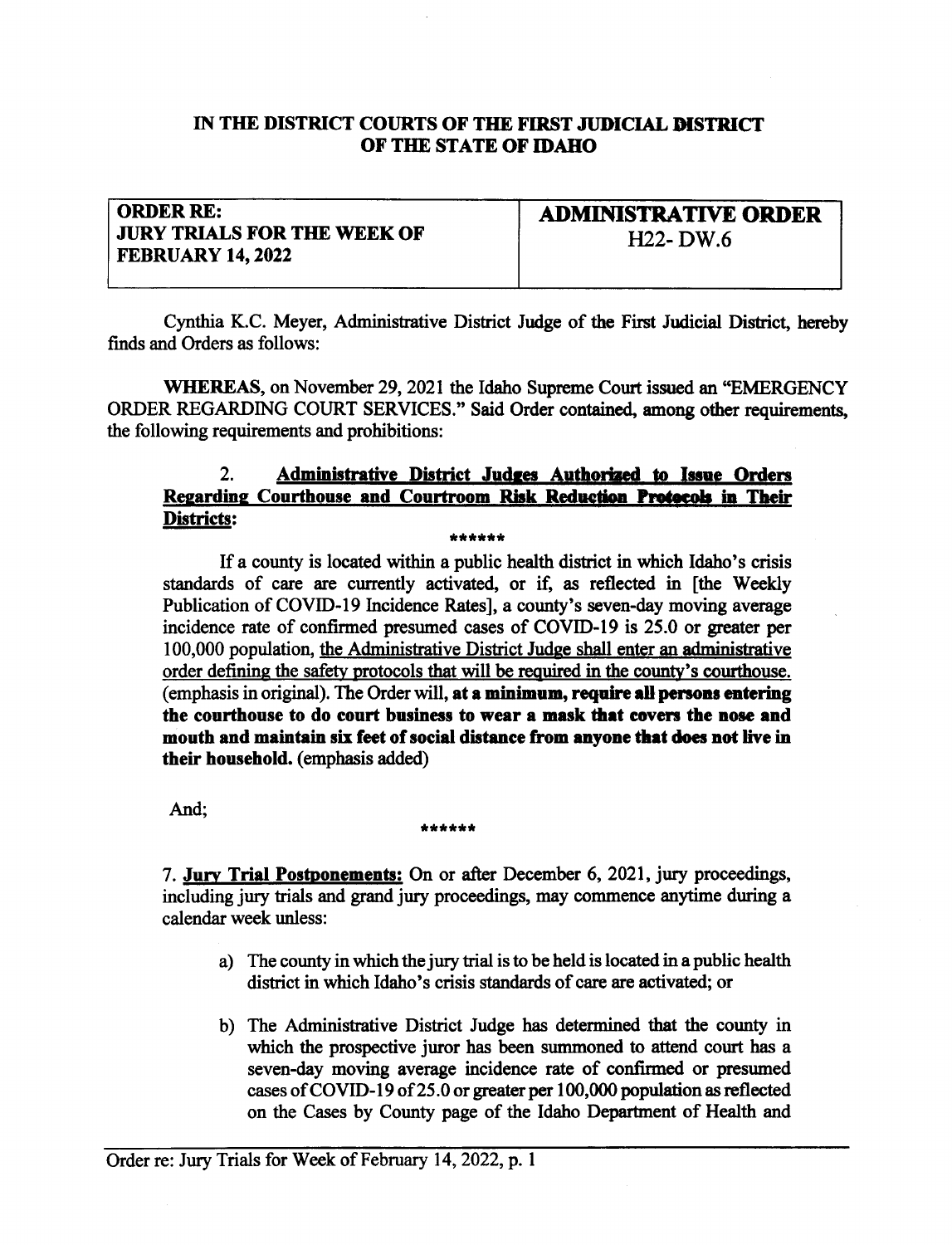**IN THE DISTRICT COURTS OF THE FIRST JUDICIAL DISTRICT OF THE STATE OF IDAHO**

| ORDER RE: JURY TRIALS FOR THE WEEK OF FEBRUARY 14, 2022 | ADMINISTRATIVE ORDER H22- DW.6 |
|---|---|

Cynthia K.C. Meyer, Administrative District Judge of the First Judicial District, hereby finds and Orders as follows:

**WHEREAS**, on November 29, 2021 the Idaho Supreme Court issued an "EMERGENCY ORDER REGARDING COURT SERVICES." Said Order contained, among other requirements, the following requirements and prohibitions:

> 2. **Administrative District Judges Authorized to Issue Orders Regarding Courthouse and Courtroom Risk Reduction Protocols in Their Districts:**
>
> \*\*\*\*\*\*
>
> If a county is located within a public health district in which Idaho's crisis standards of care are currently activated, or if, as reflected in [the Weekly Publication of COVID-19 Incidence Rates], a county's seven-day moving average incidence rate of confirmed presumed cases of COVID-19 is 25.0 or greater per 100,000 population, the Administrative District Judge shall enter an administrative order defining the safety protocols that will be required in the county's courthouse. (emphasis in original). The Order will, **at a minimum, require all persons entering the courthouse to do court business to wear a mask that covers the nose and mouth and maintain six feet of social distance from anyone that does not live in their household.** (emphasis added)

And;

\*\*\*\*\*\*

> 7. **Jury Trial Postponements:** On or after December 6, 2021, jury proceedings, including jury trials and grand jury proceedings, may commence anytime during a calendar week unless:
>
> a) The county in which the jury trial is to be held is located in a public health district in which Idaho's crisis standards of care are activated; or
>
> b) The Administrative District Judge has determined that the county in which the prospective juror has been summoned to attend court has a seven-day moving average incidence rate of confirmed or presumed cases of COVID-19 of 25.0 or greater per 100,000 population as reflected on the Cases by County page of the Idaho Department of Health and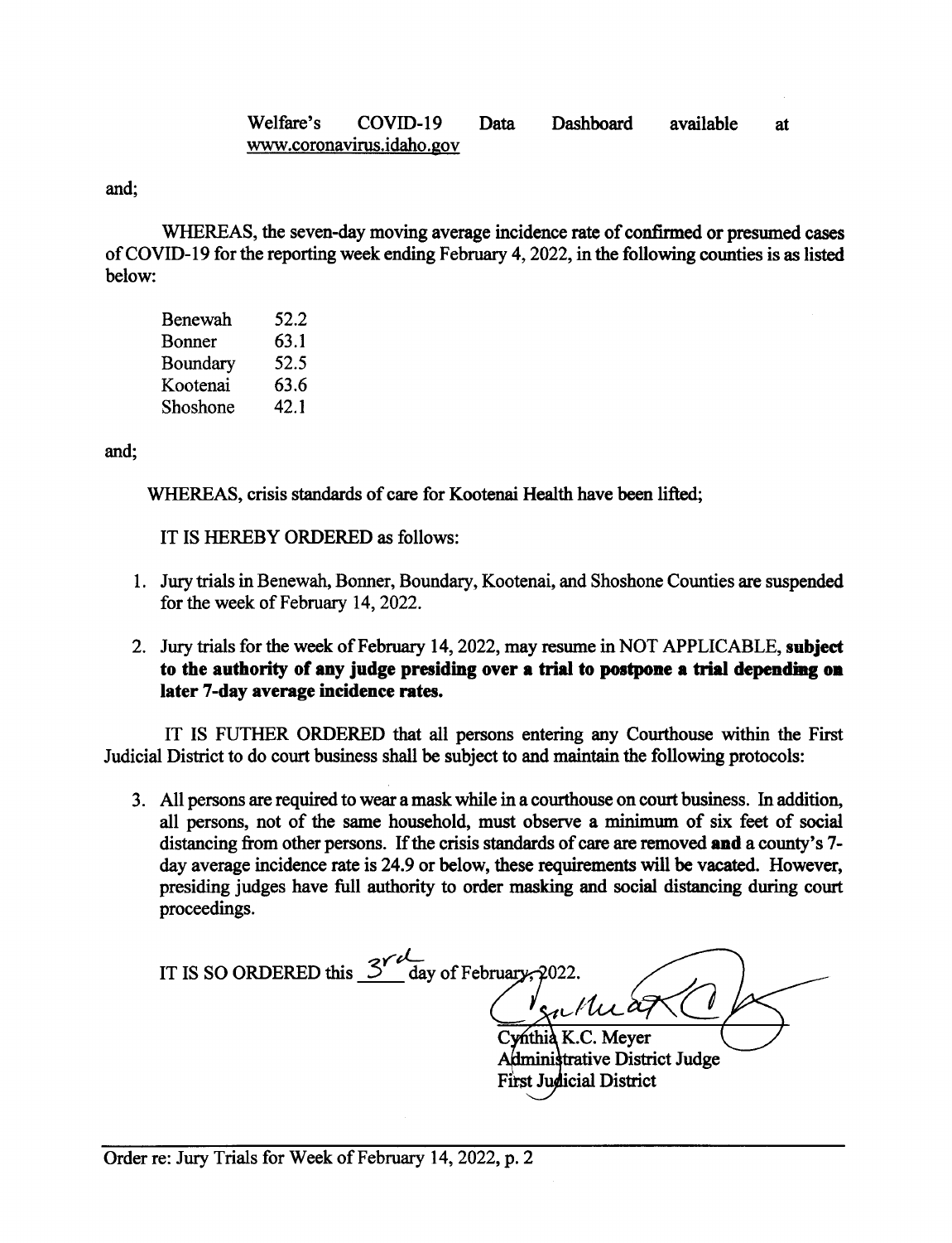Welfare's COVID-19 Data Dashboard available at www.coronavirus.idaho.gov

and;

WHEREAS, the seven-day moving average incidence rate of confirmed or presumed cases of COVID-19 for the reporting week ending February 4, 2022, in the following counties is as listed below:

| | |
|---|---|
| Benewah | 52.2 |
| Bonner | 63.1 |
| Boundary | 52.5 |
| Kootenai | 63.6 |
| Shoshone | 42.1 |

and;

WHEREAS, crisis standards of care for Kootenai Health have been lifted;

IT IS HEREBY ORDERED as follows:

1. Jury trials in Benewah, Bonner, Boundary, Kootenai, and Shoshone Counties are suspended for the week of February 14, 2022.

2. Jury trials for the week of February 14, 2022, may resume in NOT APPLICABLE, **subject to the authority of any judge presiding over a trial to postpone a trial depending on later 7-day average incidence rates.**

IT IS FUTHER ORDERED that all persons entering any Courthouse within the First Judicial District to do court business shall be subject to and maintain the following protocols:

3. All persons are required to wear a mask while in a courthouse on court business. In addition, all persons, not of the same household, must observe a minimum of six feet of social distancing from other persons. If the crisis standards of care are removed **and** a county's 7-day average incidence rate is 24.9 or below, these requirements will be vacated. However, presiding judges have full authority to order masking and social distancing during court proceedings.

IT IS SO ORDERED this 3rd day of February, 2022.

Cynthia K.C. Meyer
Administrative District Judge
First Judicial District

Order re: Jury Trials for Week of February 14, 2022, p. 2